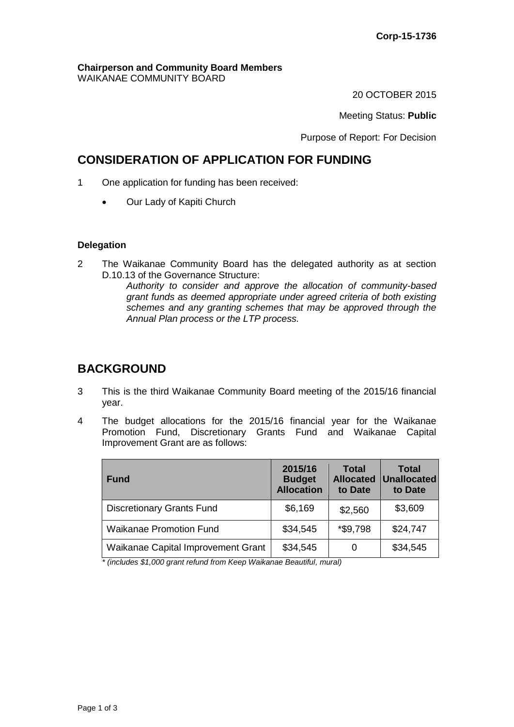**Corp-15-1736**

**Chairperson and Community Board Members**
WAIKANAE COMMUNITY BOARD

20 OCTOBER 2015

Meeting Status: **Public**

Purpose of Report: For Decision

# CONSIDERATION OF APPLICATION FOR FUNDING

1 One application for funding has been received:

- Our Lady of Kapiti Church

**Delegation**

2 The Waikanae Community Board has the delegated authority as at section D.10.13 of the Governance Structure:

*Authority to consider and approve the allocation of community-based grant funds as deemed appropriate under agreed criteria of both existing schemes and any granting schemes that may be approved through the Annual Plan process or the LTP process.*

# BACKGROUND

3 This is the third Waikanae Community Board meeting of the 2015/16 financial year.

4 The budget allocations for the 2015/16 financial year for the Waikanae Promotion Fund, Discretionary Grants Fund and Waikanae Capital Improvement Grant are as follows:

| Fund | 2015/16 Budget Allocation | Total Allocated to Date | Total Unallocated to Date |
|---|---|---|---|
| Discretionary Grants Fund | $6,169 | $2,560 | $3,609 |
| Waikanae Promotion Fund | $34,545 | *$9,798 | $24,747 |
| Waikanae Capital Improvement Grant | $34,545 | 0 | $34,545 |

*\* (includes $1,000 grant refund from Keep Waikanae Beautiful, mural)*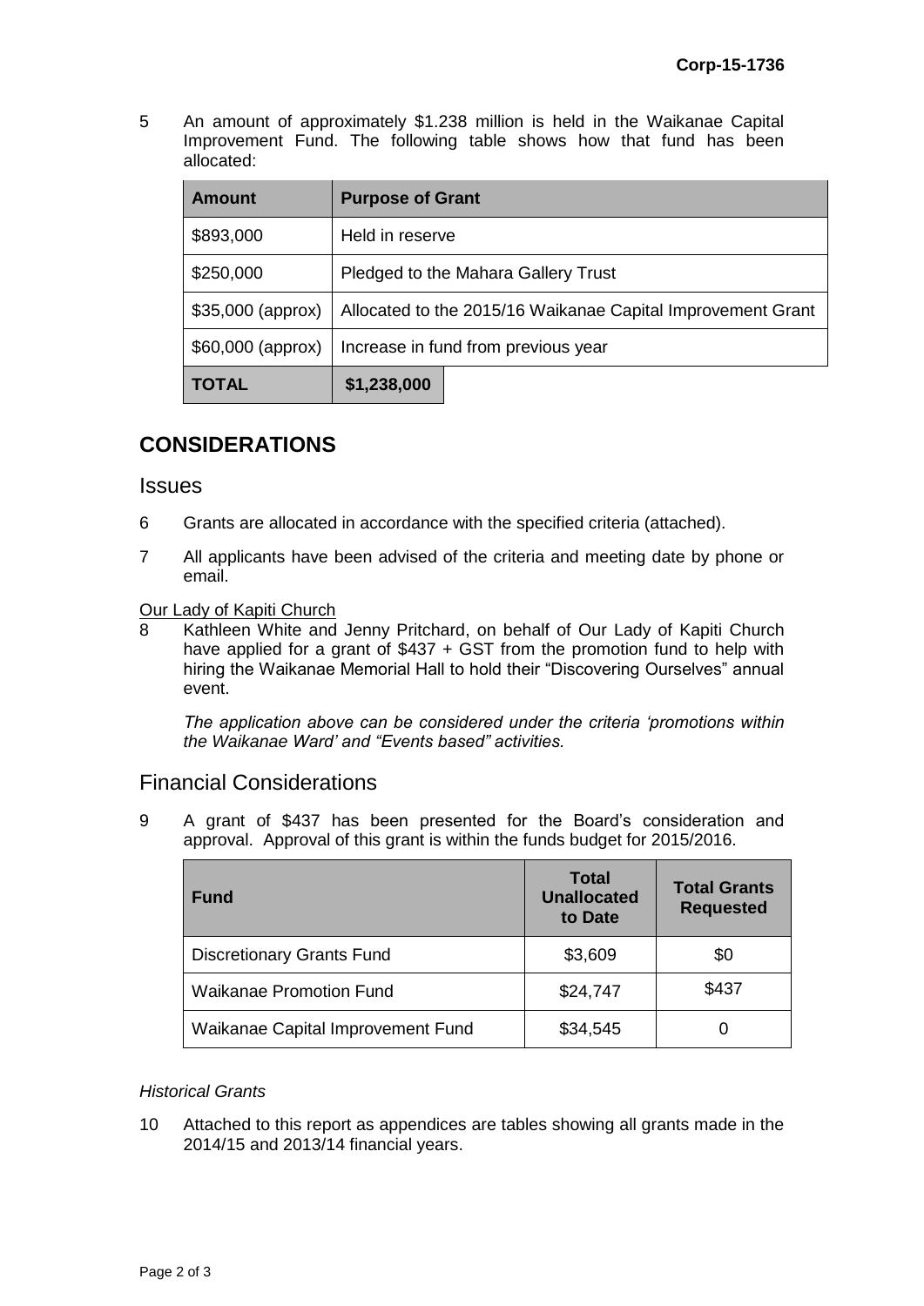5 An amount of approximately $1.238 million is held in the Waikanae Capital Improvement Fund. The following table shows how that fund has been allocated:

| Amount | Purpose of Grant |
|---|---|
| $893,000 | Held in reserve |
| $250,000 | Pledged to the Mahara Gallery Trust |
| $35,000 (approx) | Allocated to the 2015/16 Waikanae Capital Improvement Grant |
| $60,000 (approx) | Increase in fund from previous year |
| **TOTAL** | **$1,238,000** |

## CONSIDERATIONS

### Issues

6 Grants are allocated in accordance with the specified criteria (attached).

7 All applicants have been advised of the criteria and meeting date by phone or email.

<u>Our Lady of Kapiti Church</u>

8 Kathleen White and Jenny Pritchard, on behalf of Our Lady of Kapiti Church have applied for a grant of $437 + GST from the promotion fund to help with hiring the Waikanae Memorial Hall to hold their "Discovering Ourselves" annual event.

*The application above can be considered under the criteria 'promotions within the Waikanae Ward' and "Events based" activities.*

### Financial Considerations

9 A grant of $437 has been presented for the Board's consideration and approval. Approval of this grant is within the funds budget for 2015/2016.

| Fund | Total Unallocated to Date | Total Grants Requested |
|---|---|---|
| Discretionary Grants Fund | $3,609 | $0 |
| Waikanae Promotion Fund | $24,747 | $437 |
| Waikanae Capital Improvement Fund | $34,545 | 0 |

*Historical Grants*

10 Attached to this report as appendices are tables showing all grants made in the 2014/15 and 2013/14 financial years.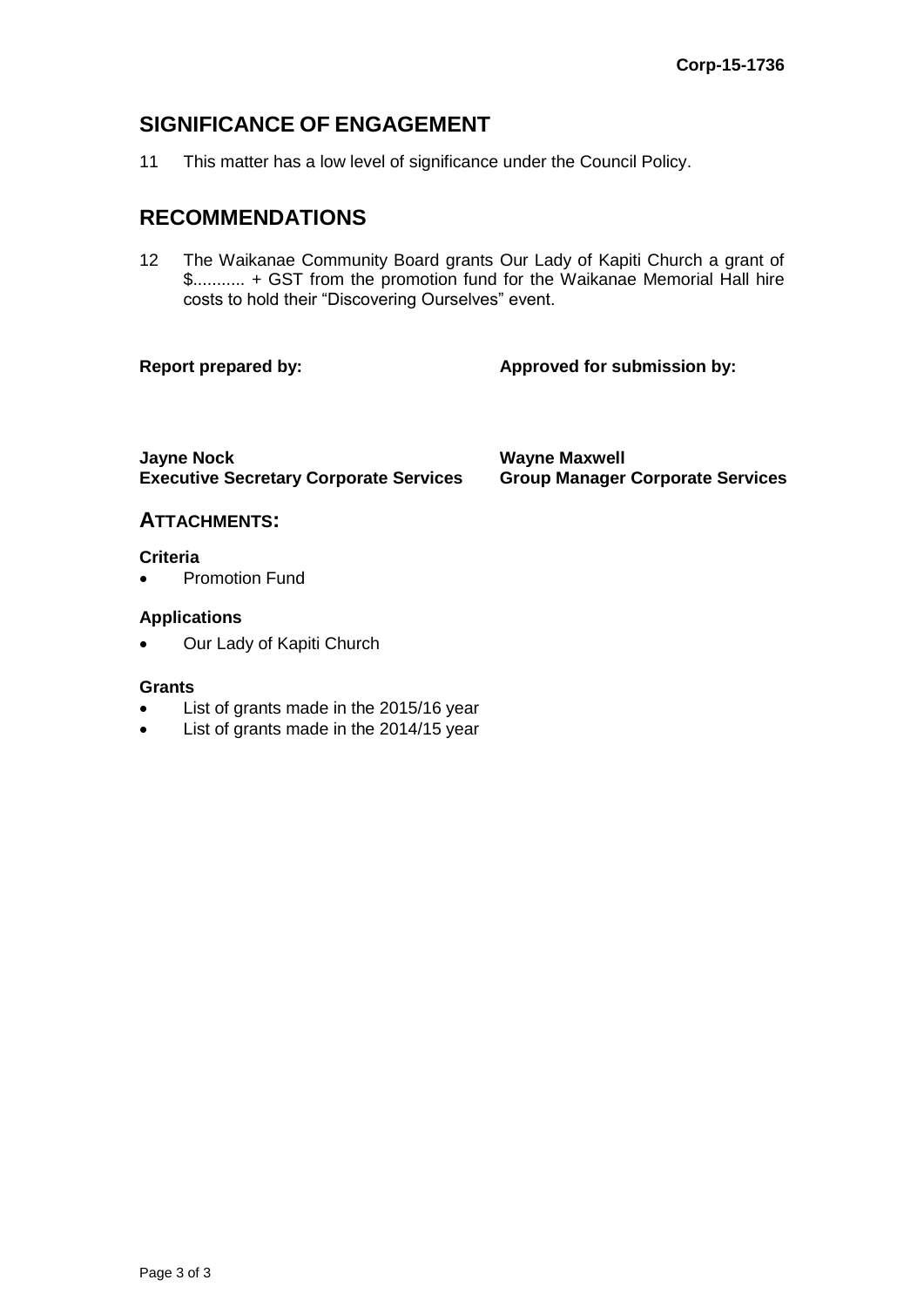Corp-15-1736

## SIGNIFICANCE OF ENGAGEMENT

11 This matter has a low level of significance under the Council Policy.

## RECOMMENDATIONS

12 The Waikanae Community Board grants Our Lady of Kapiti Church a grant of $........... + GST from the promotion fund for the Waikanae Memorial Hall hire costs to hold their "Discovering Ourselves" event.

| | |
|---|---|
| **Report prepared by:** | **Approved for submission by:** |
| **Jayne Nock** | **Wayne Maxwell** |
| **Executive Secretary Corporate Services** | **Group Manager Corporate Services** |

## ATTACHMENTS:

**Criteria**

- Promotion Fund

**Applications**

- Our Lady of Kapiti Church

**Grants**

- List of grants made in the 2015/16 year
- List of grants made in the 2014/15 year